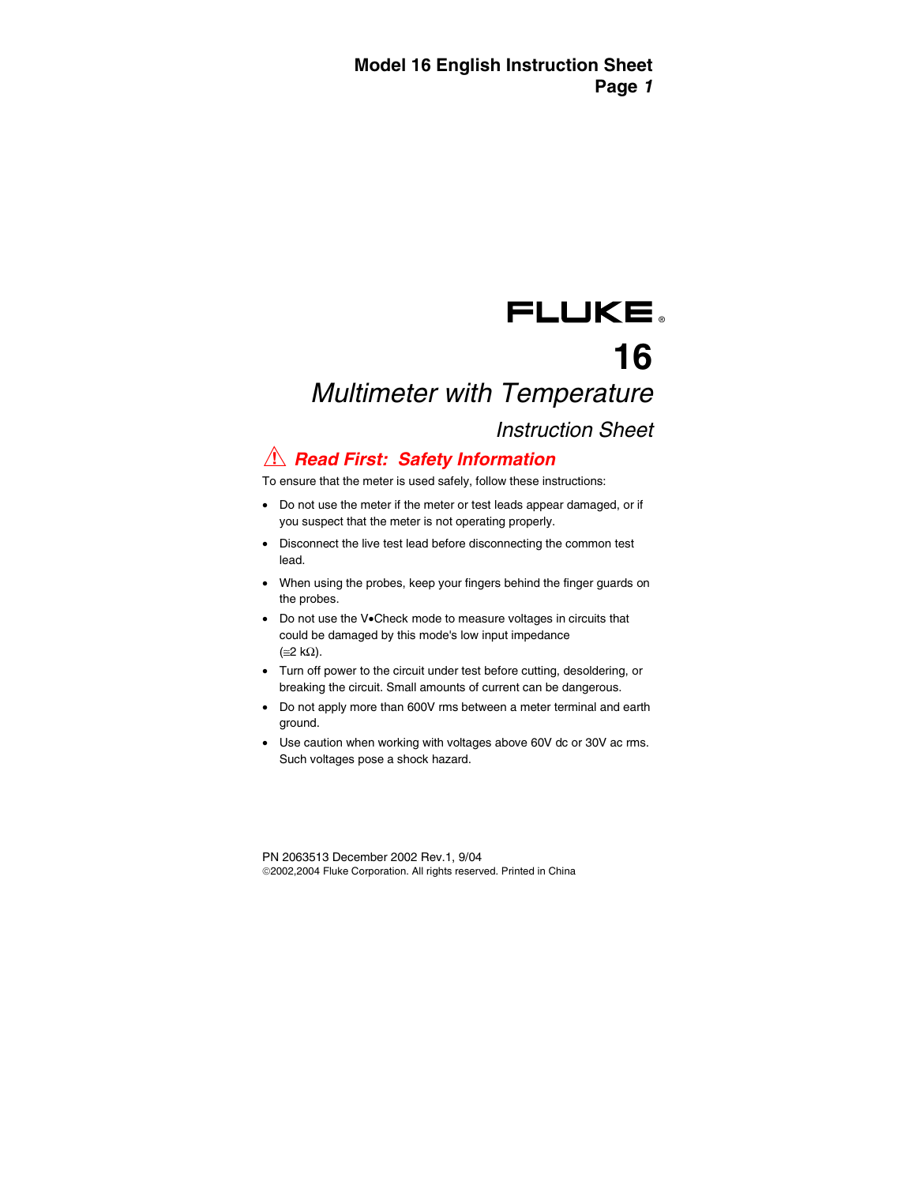FLUKE®

# 16

## *Multimeter with Temperature*

### *Instruction Sheet*

## ⚠ *Read First: Safety Information*

To ensure that the meter is used safely, follow these instructions:

- Do not use the meter if the meter or test leads appear damaged, or if you suspect that the meter is not operating properly.
- Disconnect the live test lead before disconnecting the common test lead.
- When using the probes, keep your fingers behind the finger guards on the probes.
- Do not use the V•Check mode to measure voltages in circuits that could be damaged by this mode's low input impedance (≅2 kΩ).
- Turn off power to the circuit under test before cutting, desoldering, or breaking the circuit. Small amounts of current can be dangerous.
- Do not apply more than 600V rms between a meter terminal and earth ground.
- Use caution when working with voltages above 60V dc or 30V ac rms. Such voltages pose a shock hazard.

PN 2063513 December 2002 Rev.1, 9/04
©2002,2004 Fluke Corporation. All rights reserved. Printed in China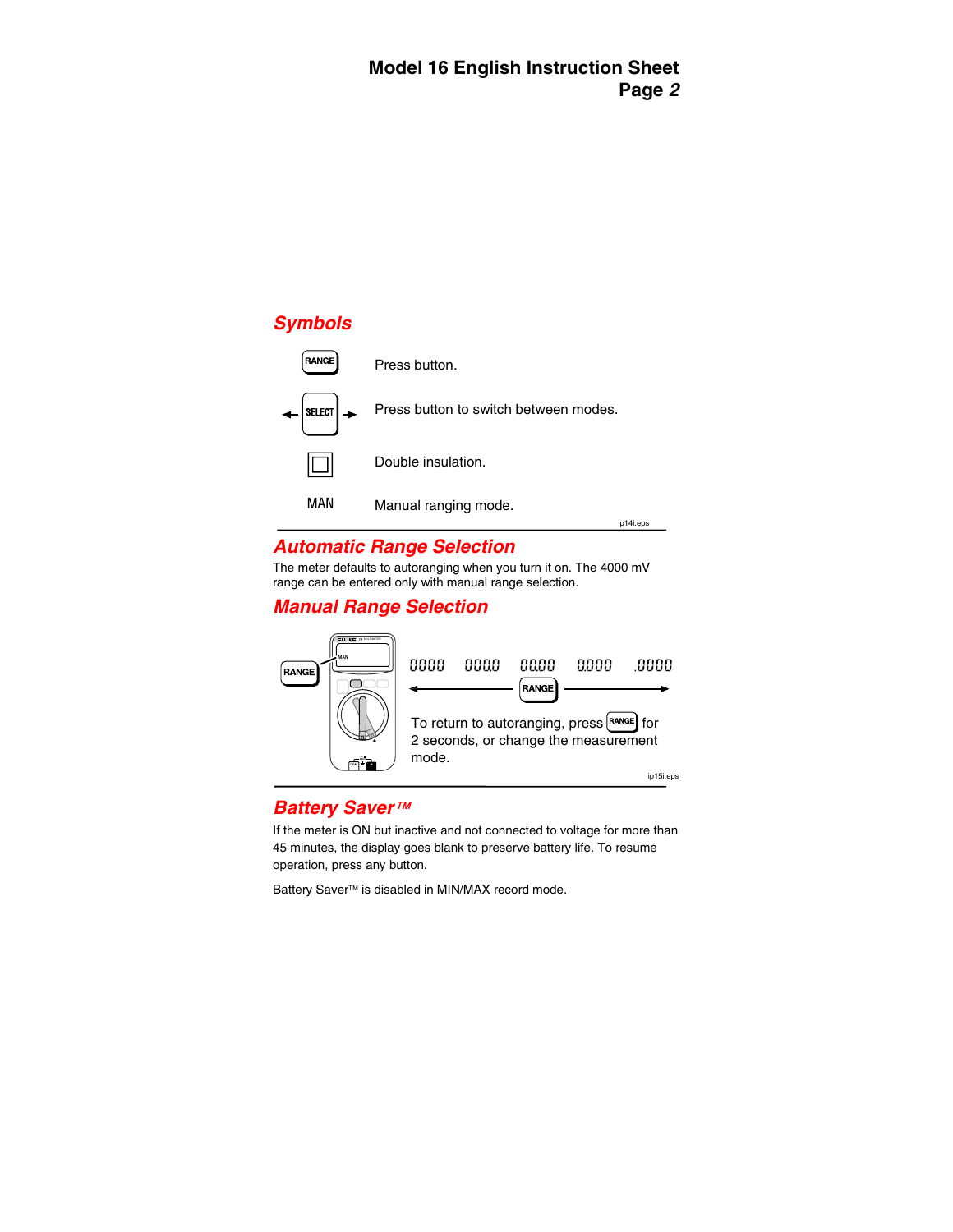## Symbols

| Symbol | Meaning |
|---|---|
| RANGE | Press button. |
| ← SELECT → | Press button to switch between modes. |
| ⧈ | Double insulation. |
| MAN | Manual ranging mode. |

## Automatic Range Selection

The meter defaults to autoranging when you turn it on. The 4000 mV range can be entered only with manual range selection.

## Manual Range Selection

RANGE

0000 000.0 00.00 0.000 .0000

RANGE

To return to autoranging, press RANGE for 2 seconds, or change the measurement mode.

## Battery Saver™

If the meter is ON but inactive and not connected to voltage for more than 45 minutes, the display goes blank to preserve battery life. To resume operation, press any button.

Battery Saver™ is disabled in MIN/MAX record mode.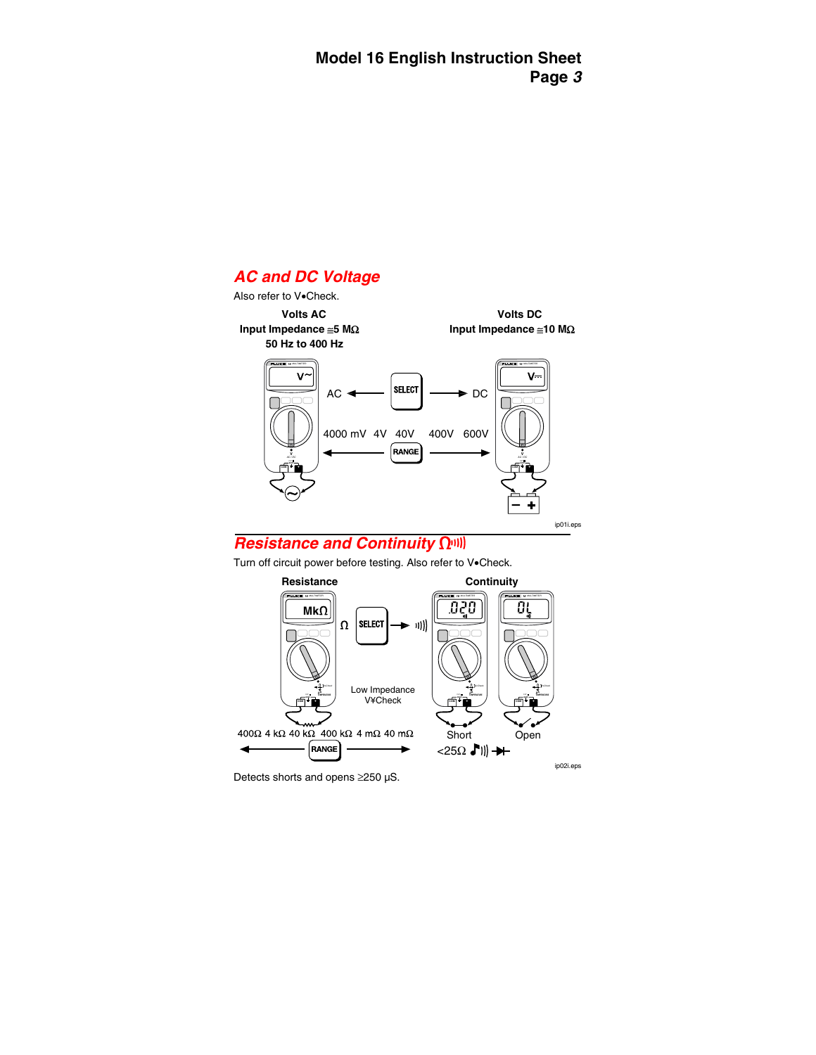## AC and DC Voltage

Also refer to V•Check.

**Volts AC**
**Input Impedance ≅5 MΩ**
**50 Hz to 400 Hz**

**Volts DC**
**Input Impedance ≅10 MΩ**

AC ← SELECT → DC

4000 mV 4V 40V 400V 600V

← RANGE →

ip01i.eps

## Resistance and Continuity Ω

Turn off circuit power before testing. Also refer to V•Check.

**Resistance**

**Continuity**

Ω SELECT →

Low Impedance V¥Check

400Ω 4 kΩ 40 kΩ 400 kΩ 4 mΩ 40 mΩ

← RANGE →

Short Open

<25Ω

ip02i.eps

Detects shorts and opens ≥250 µS.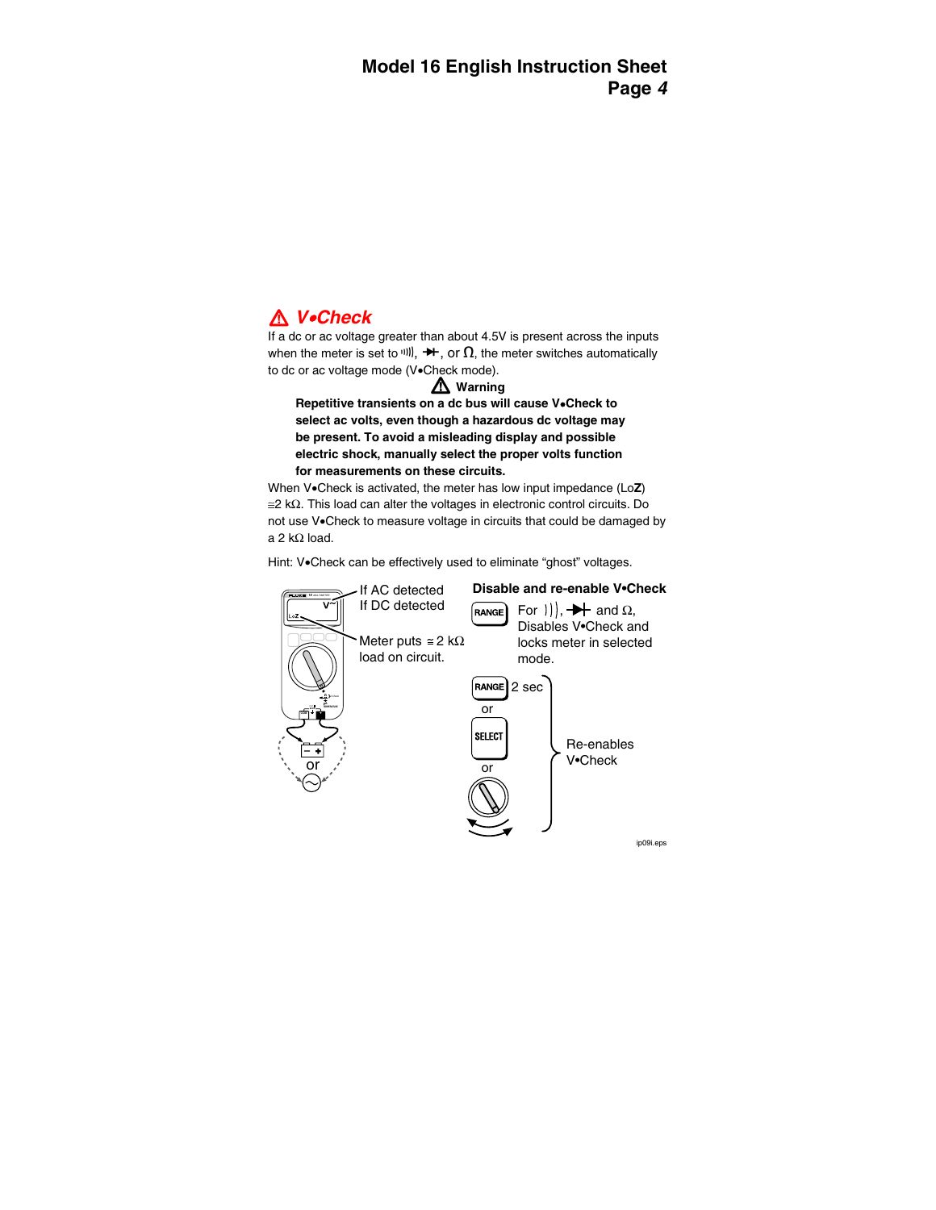## ⚠ V•Check

If a dc or ac voltage greater than about 4.5V is present across the inputs when the meter is set to ·))), ➔|, or Ω, the meter switches automatically to dc or ac voltage mode (V•Check mode).

### ⚠ Warning

**Repetitive transients on a dc bus will cause V•Check to select ac volts, even though a hazardous dc voltage may be present. To avoid a misleading display and possible electric shock, manually select the proper volts function for measurements on these circuits.**

When V•Check is activated, the meter has low input impedance (Lo**Z**) ≅2 kΩ. This load can alter the voltages in electronic control circuits. Do not use V•Check to measure voltage in circuits that could be damaged by a 2 kΩ load.

Hint: V•Check can be effectively used to eliminate "ghost" voltages.

If AC detected
If DC detected

Meter puts ≅ 2 kΩ load on circuit.

or

**Disable and re-enable V•Check**

RANGE — For ·))), ➔| and Ω, Disables V•Check and locks meter in selected mode.

RANGE 2 sec
or
SELECT
or
(rotary switch)

Re-enables V•Check

ip09i.eps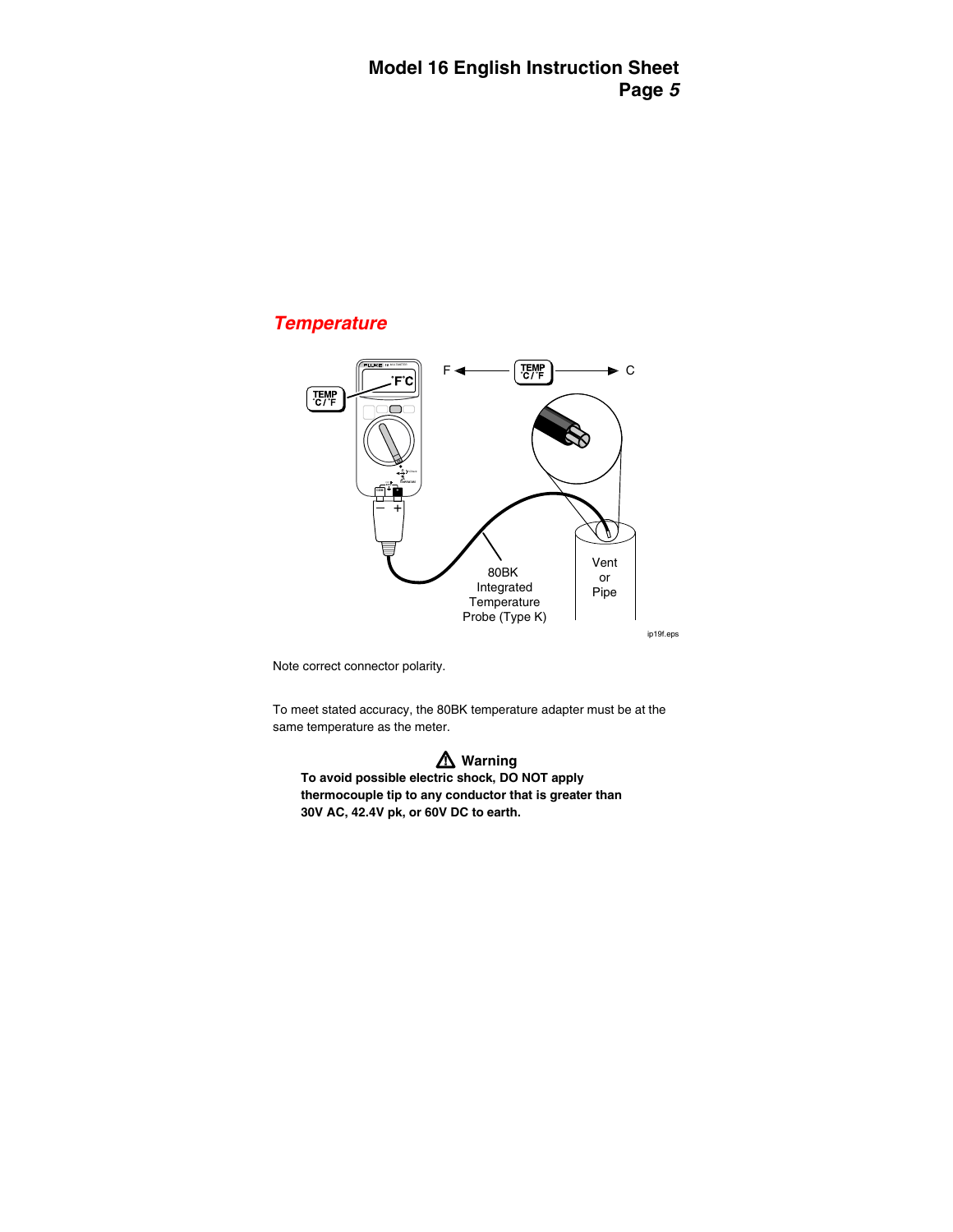## Temperature

Note correct connector polarity.

To meet stated accuracy, the 80BK temperature adapter must be at the same temperature as the meter.

**⚠ Warning**

**To avoid possible electric shock, DO NOT apply thermocouple tip to any conductor that is greater than 30V AC, 42.4V pk, or 60V DC to earth.**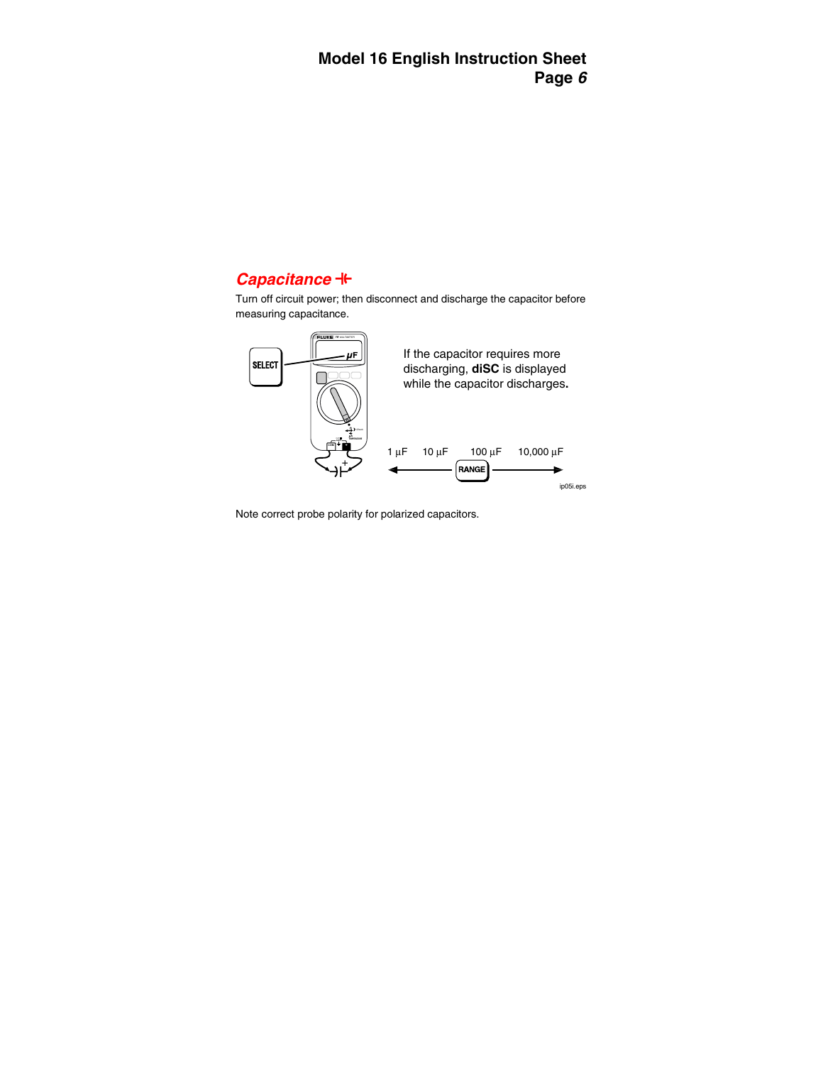## *Capacitance* ⊣⊢

Turn off circuit power; then disconnect and discharge the capacitor before measuring capacitance.

If the capacitor requires more discharging, **diSC** is displayed while the capacitor discharges**.**

1 µF  10 µF  100 µF  10,000 µF

Note correct probe polarity for polarized capacitors.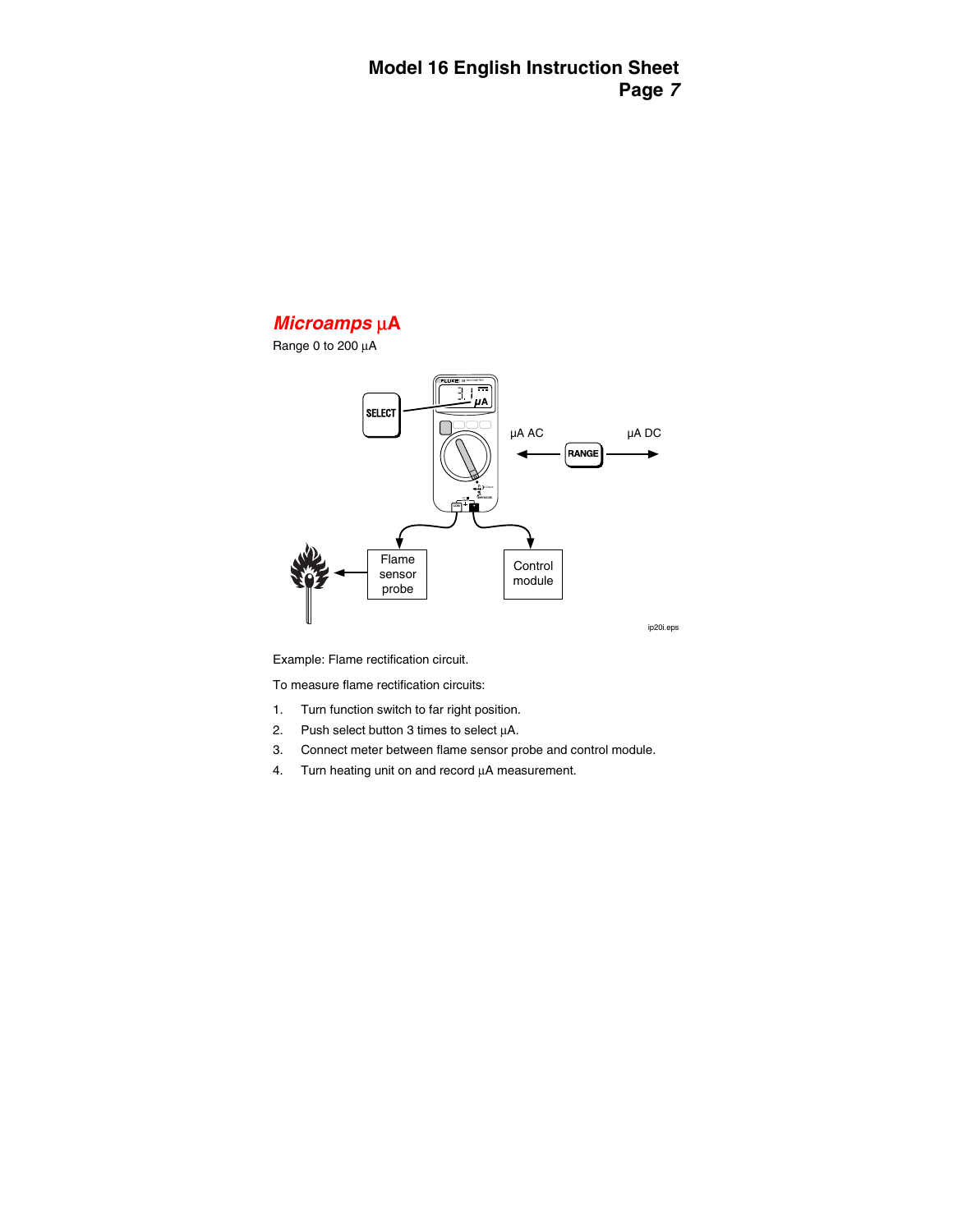## *Microamps µA*

Range 0 to 200 µA

Example: Flame rectification circuit.

To measure flame rectification circuits:

1. Turn function switch to far right position.
2. Push select button 3 times to select µA.
3. Connect meter between flame sensor probe and control module.
4. Turn heating unit on and record µA measurement.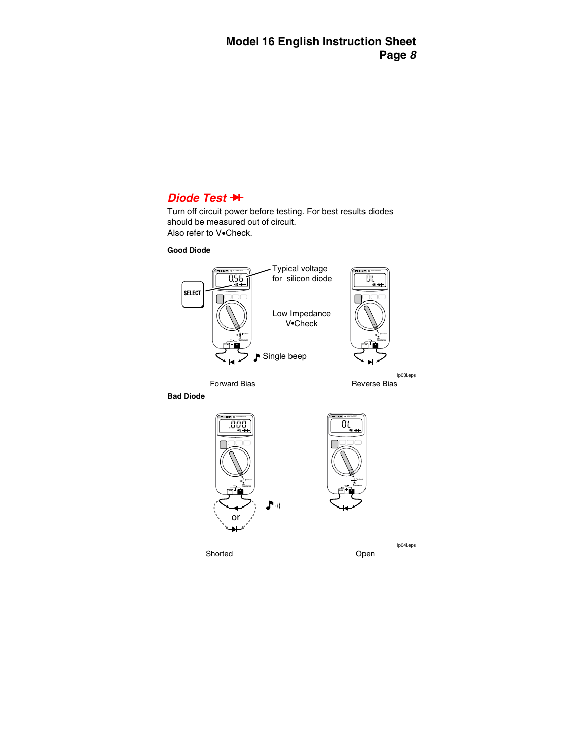## *Diode Test* ⏩|

Turn off circuit power before testing. For best results diodes should be measured out of circuit.
Also refer to V•Check.

**Good Diode**

SELECT

Typical voltage for silicon diode

Low Impedance V•Check

Single beep

ip03i.eps

Forward Bias

Reverse Bias

**Bad Diode**

or

ip04i.eps

Shorted

Open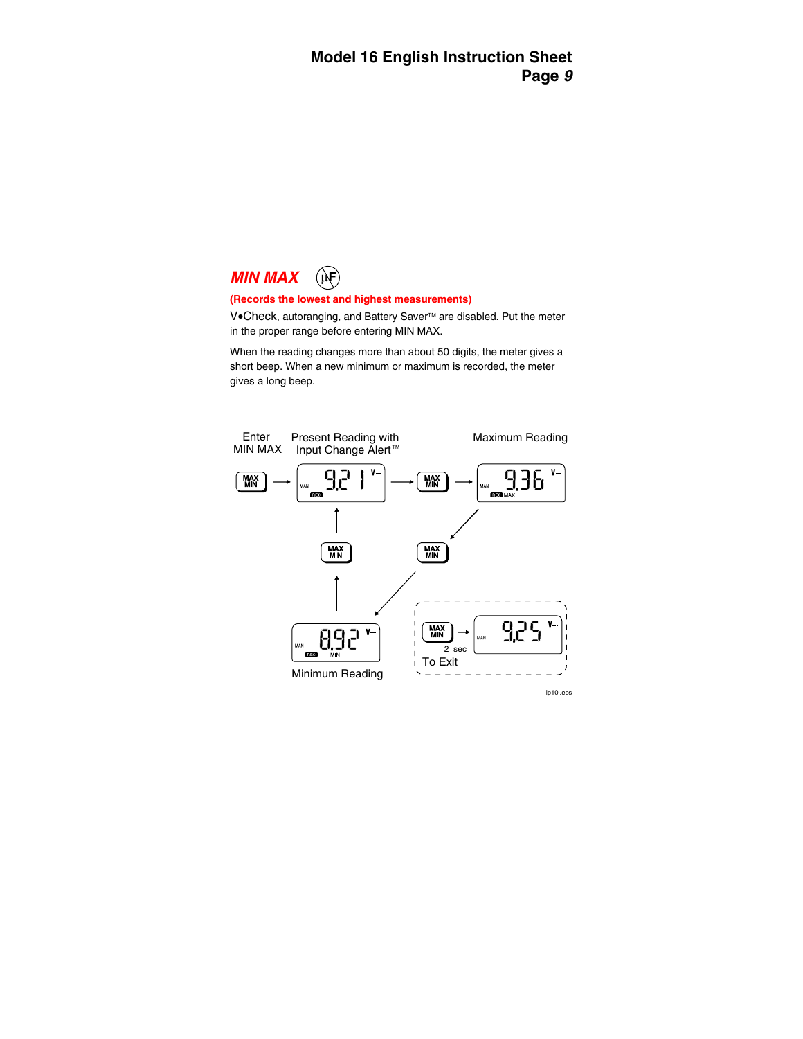## *MIN MAX*

**(Records the lowest and highest measurements)**

V•Check, autoranging, and Battery Saver™ are disabled. Put the meter in the proper range before entering MIN MAX.

When the reading changes more than about 50 digits, the meter gives a short beep. When a new minimum or maximum is recorded, the meter gives a long beep.

Enter MIN MAX

Present Reading with Input Change Alert™

Maximum Reading

Minimum Reading

2 sec

To Exit

ip10i.eps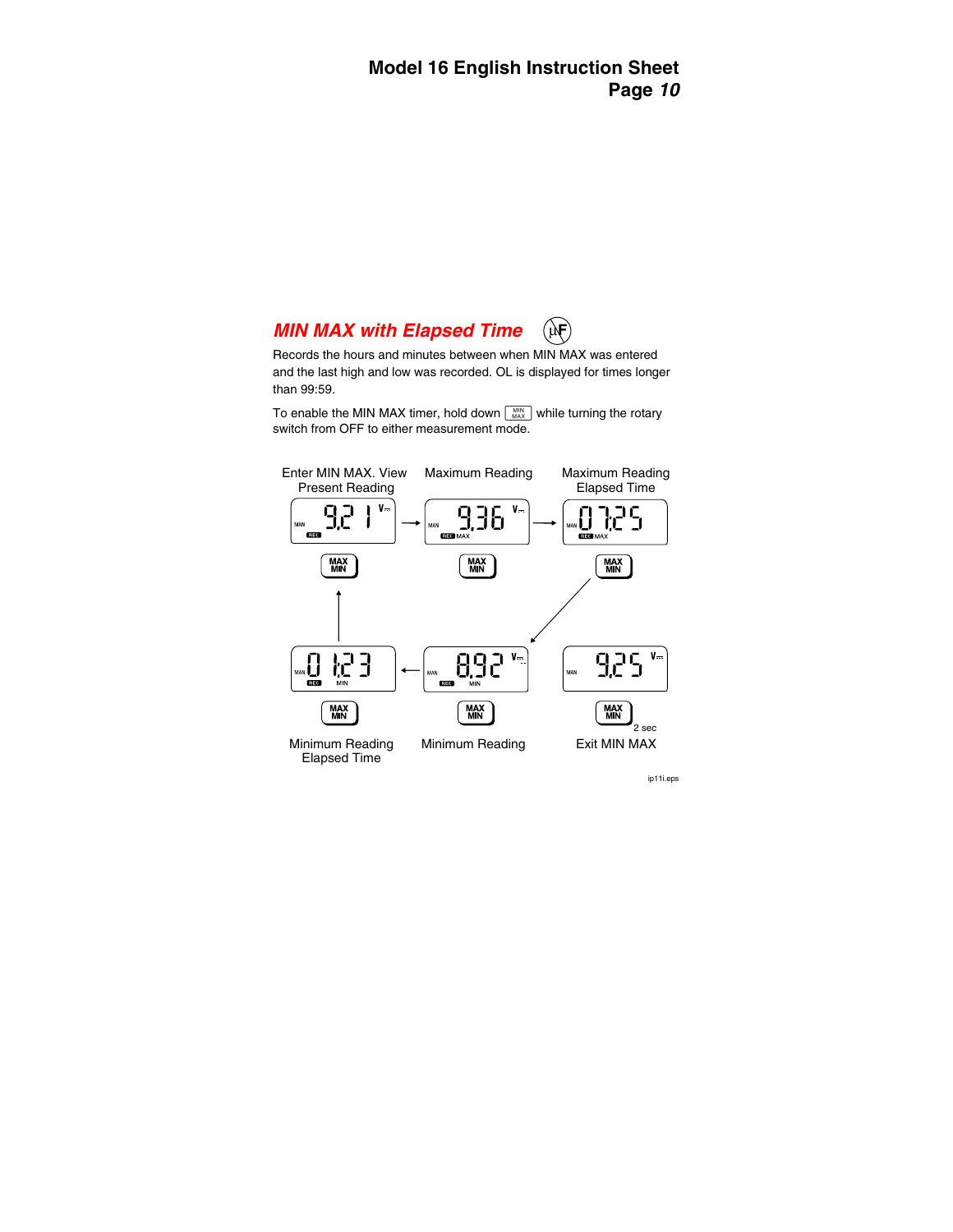## *MIN MAX with Elapsed Time*

Records the hours and minutes between when MIN MAX was entered and the last high and low was recorded. OL is displayed for times longer than 99:59.

To enable the MIN MAX timer, hold down MIN MAX while turning the rotary switch from OFF to either measurement mode.

Enter MIN MAX. View Present Reading → Maximum Reading → Maximum Reading Elapsed Time → Minimum Reading → Minimum Reading Elapsed Time

Exit MIN MAX: hold MAX MIN 2 sec

ip11i.eps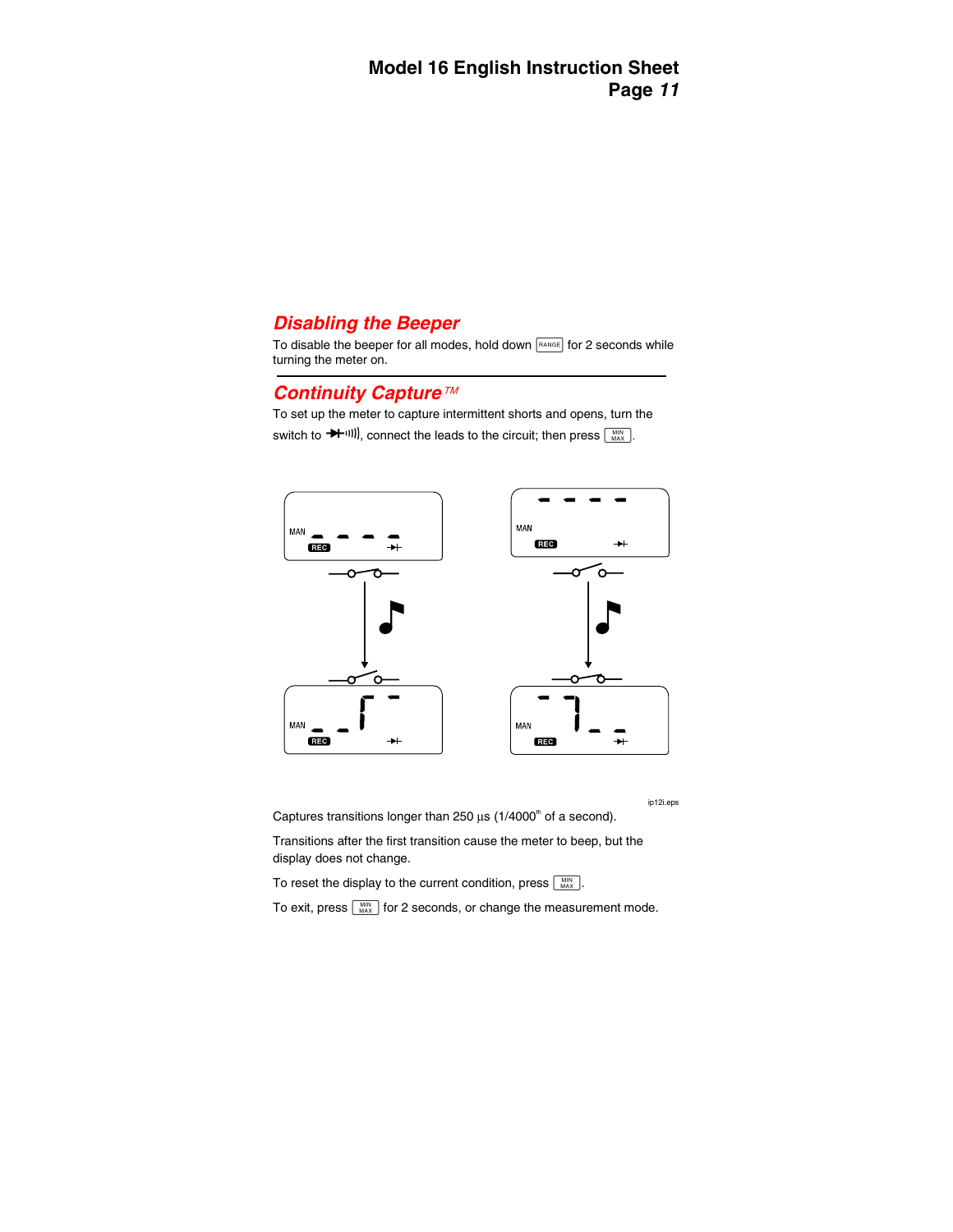## Disabling the Beeper

To disable the beeper for all modes, hold down RANGE for 2 seconds while turning the meter on.

---

## Continuity Capture™

To set up the meter to capture intermittent shorts and opens, turn the switch to ➔|·))), connect the leads to the circuit; then press MIN MAX.

ip12i.eps

Captures transitions longer than 250 µs (1/4000th of a second).

Transitions after the first transition cause the meter to beep, but the display does not change.

To reset the display to the current condition, press MIN MAX.

To exit, press MIN MAX for 2 seconds, or change the measurement mode.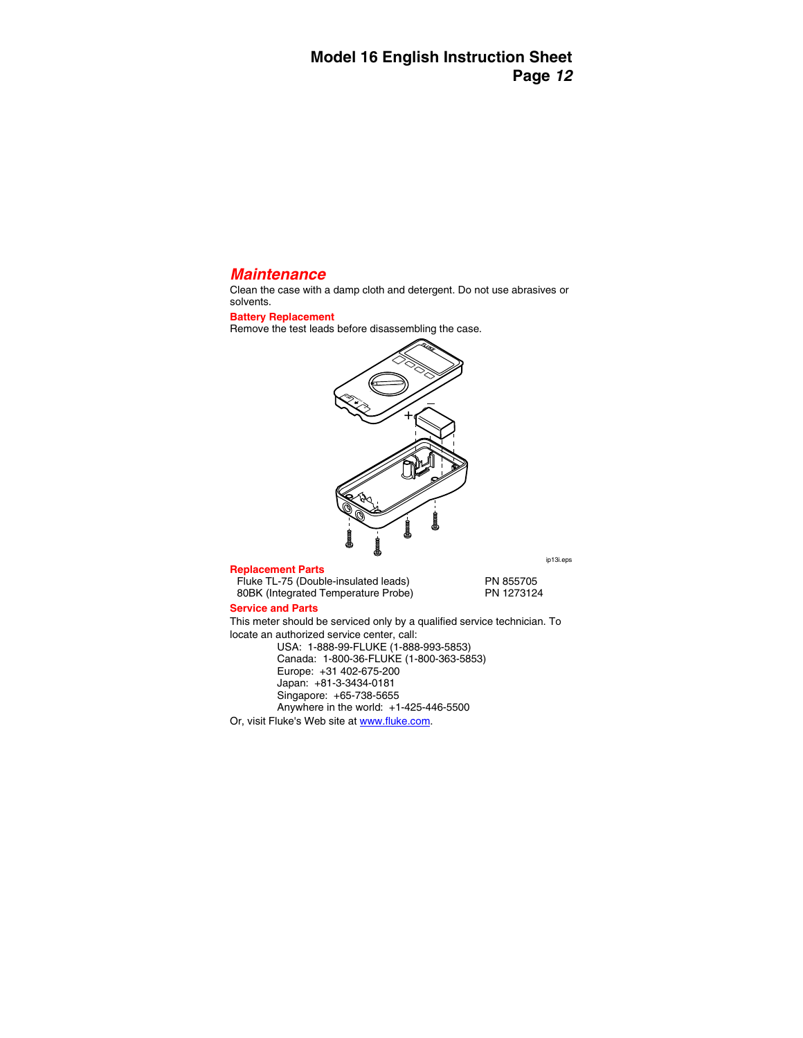## *Maintenance*

Clean the case with a damp cloth and detergent. Do not use abrasives or solvents.

### Battery Replacement

Remove the test leads before disassembling the case.

ip13i.eps

### Replacement Parts

| | |
|---|---|
| Fluke TL-75 (Double-insulated leads) | PN 855705 |
| 80BK (Integrated Temperature Probe) | PN 1273124 |

### Service and Parts

This meter should be serviced only by a qualified service technician. To locate an authorized service center, call:

USA: 1-888-99-FLUKE (1-888-993-5853)
Canada: 1-800-36-FLUKE (1-800-363-5853)
Europe: +31 402-675-200
Japan: +81-3-3434-0181
Singapore: +65-738-5655
Anywhere in the world: +1-425-446-5500

Or, visit Fluke's Web site at www.fluke.com.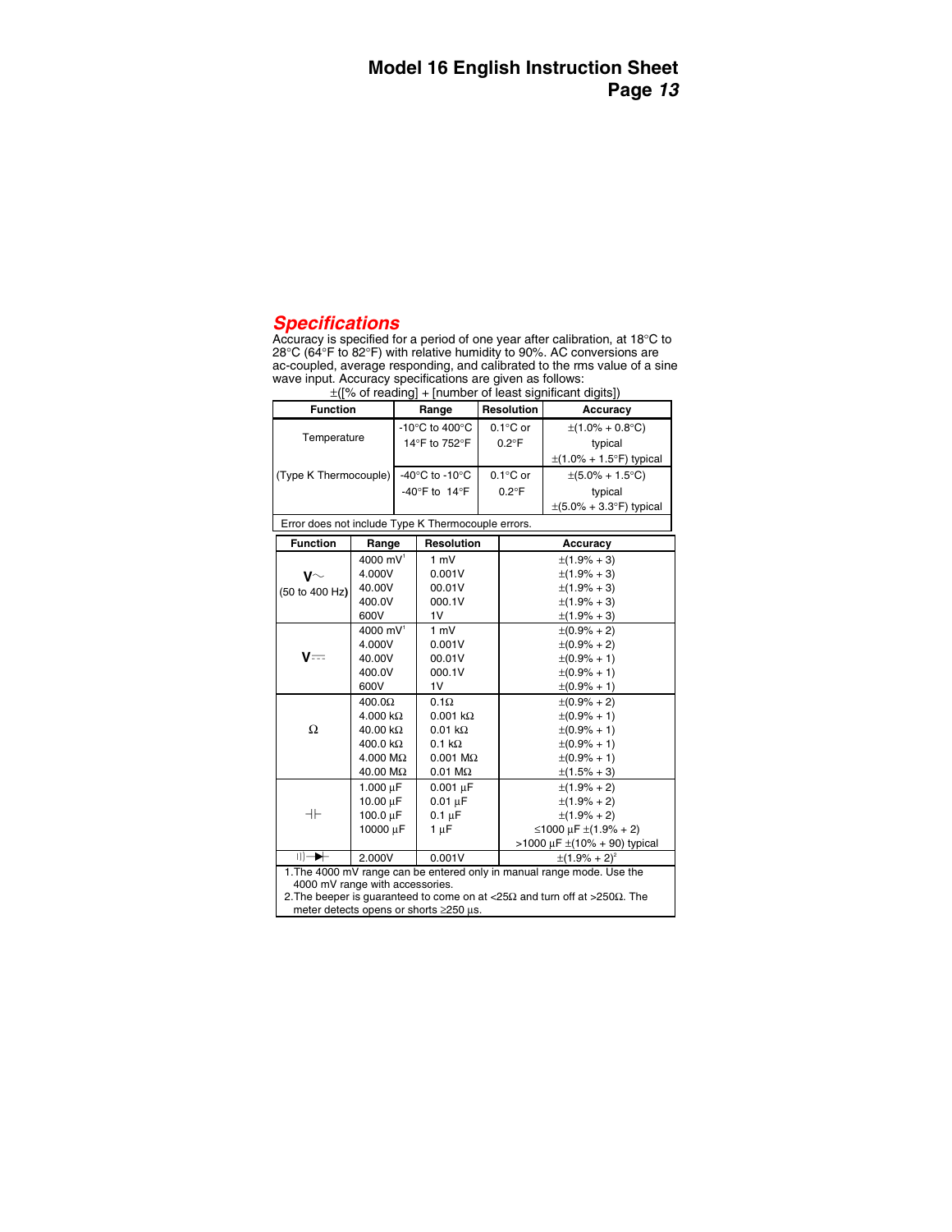## *Specifications*

Accuracy is specified for a period of one year after calibration, at 18°C to 28°C (64°F to 82°F) with relative humidity to 90%. AC conversions are ac-coupled, average responding, and calibrated to the rms value of a sine wave input. Accuracy specifications are given as follows:

±([% of reading] + [number of least significant digits])

| Function | Range | Resolution | Accuracy |
|---|---|---|---|
| Temperature | -10°C to 400°C<br>14°F to 752°F | 0.1°C or<br>0.2°F | ±(1.0% + 0.8°C)<br>typical<br>±(1.0% + 1.5°F) typical |
| (Type K Thermocouple) | -40°C to -10°C<br>-40°F to 14°F | 0.1°C or<br>0.2°F | ±(5.0% + 1.5°C)<br>typical<br>±(5.0% + 3.3°F) typical |
| Error does not include Type K Thermocouple errors. | | | |

| Function | Range | Resolution | Accuracy |
|---|---|---|---|
| V~ (50 to 400 Hz) | 4000 mV[1] | 1 mV | ±(1.9% + 3) |
| | 4.000V | 0.001V | ±(1.9% + 3) |
| | 40.00V | 00.01V | ±(1.9% + 3) |
| | 400.0V | 000.1V | ±(1.9% + 3) |
| | 600V | 1V | ±(1.9% + 3) |
| V⎓ | 4000 mV[1] | 1 mV | ±(0.9% + 2) |
| | 4.000V | 0.001V | ±(0.9% + 2) |
| | 40.00V | 00.01V | ±(0.9% + 1) |
| | 400.0V | 000.1V | ±(0.9% + 1) |
| | 600V | 1V | ±(0.9% + 1) |
| Ω | 400.0Ω | 0.1Ω | ±(0.9% + 2) |
| | 4.000 kΩ | 0.001 kΩ | ±(0.9% + 1) |
| | 40.00 kΩ | 0.01 kΩ | ±(0.9% + 1) |
| | 400.0 kΩ | 0.1 kΩ | ±(0.9% + 1) |
| | 4.000 MΩ | 0.001 MΩ | ±(0.9% + 1) |
| | 40.00 MΩ | 0.01 MΩ | ±(1.5% + 3) |
| ⊣⊢ | 1.000 µF | 0.001 µF | ±(1.9% + 2) |
| | 10.00 µF | 0.01 µF | ±(1.9% + 2) |
| | 100.0 µF | 0.1 µF | ±(1.9% + 2) |
| | 10000 µF | 1 µF | ≤1000 µF ±(1.9% + 2)<br>>1000 µF ±(10% + 90) typical |
| ))) ⊣▶⊢ | 2.000V | 0.001V | ±(1.9% + 2)[2] |

1. The 4000 mV range can be entered only in manual range mode. Use the 4000 mV range with accessories.
2. The beeper is guaranteed to come on at <25Ω and turn off at >250Ω. The meter detects opens or shorts ≥250 µs.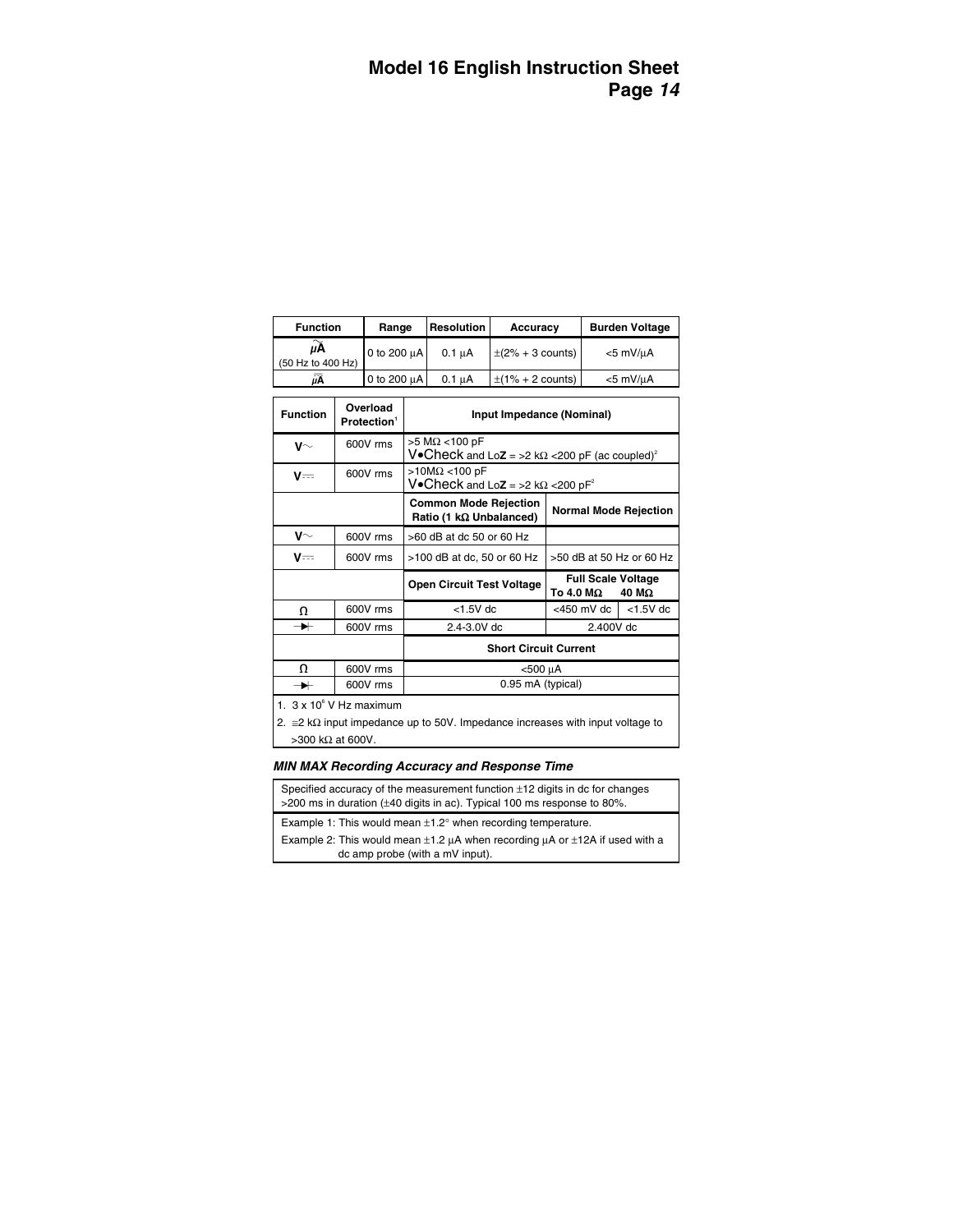| Function | Range | Resolution | Accuracy | Burden Voltage |
|---|---|---|---|---|
| µA~ (50 Hz to 400 Hz) | 0 to 200 µA | 0.1 µA | ±(2% + 3 counts) | <5 mV/µA |
| µA⎓ | 0 to 200 µA | 0.1 µA | ±(1% + 2 counts) | <5 mV/µA |

| Function | Overload Protection[1] | Input Impedance (Nominal) | | |
|---|---|---|---|---|
| V~ | 600V rms | >5 MΩ <100 pF V•Check and LoZ = >2 kΩ <200 pF (ac coupled)[2] | | |
| V⎓ | 600V rms | >10MΩ <100 pF V•Check and LoZ = >2 kΩ <200 pF[2] | | |
| | | **Common Mode Rejection Ratio (1 kΩ Unbalanced)** | **Normal Mode Rejection** | |
| V~ | 600V rms | >60 dB at dc 50 or 60 Hz | | |
| V⎓ | 600V rms | >100 dB at dc, 50 or 60 Hz | >50 dB at 50 Hz or 60 Hz | |
| | | **Open Circuit Test Voltage** | **Full Scale Voltage To 4.0 MΩ** | **40 MΩ** |
| Ω | 600V rms | <1.5V dc | <450 mV dc | <1.5V dc |
| ⯈⊢ (diode) | 600V rms | 2.4-3.0V dc | 2.400V dc | |
| | | **Short Circuit Current** | | |
| Ω | 600V rms | <500 µA | | |
| ⯈⊢ (diode) | 600V rms | 0.95 mA (typical) | | |

1. $3 \times 10^6$ V Hz maximum
2. ≅2 kΩ input impedance up to 50V. Impedance increases with input voltage to >300 kΩ at 600V.

### *MIN MAX Recording Accuracy and Response Time*

| Specified accuracy of the measurement function ±12 digits in dc for changes >200 ms in duration (±40 digits in ac). Typical 100 ms response to 80%. |
|---|
| Example 1: This would mean ±1.2° when recording temperature. Example 2: This would mean ±1.2 µA when recording µA or ±12A if used with a dc amp probe (with a mV input). |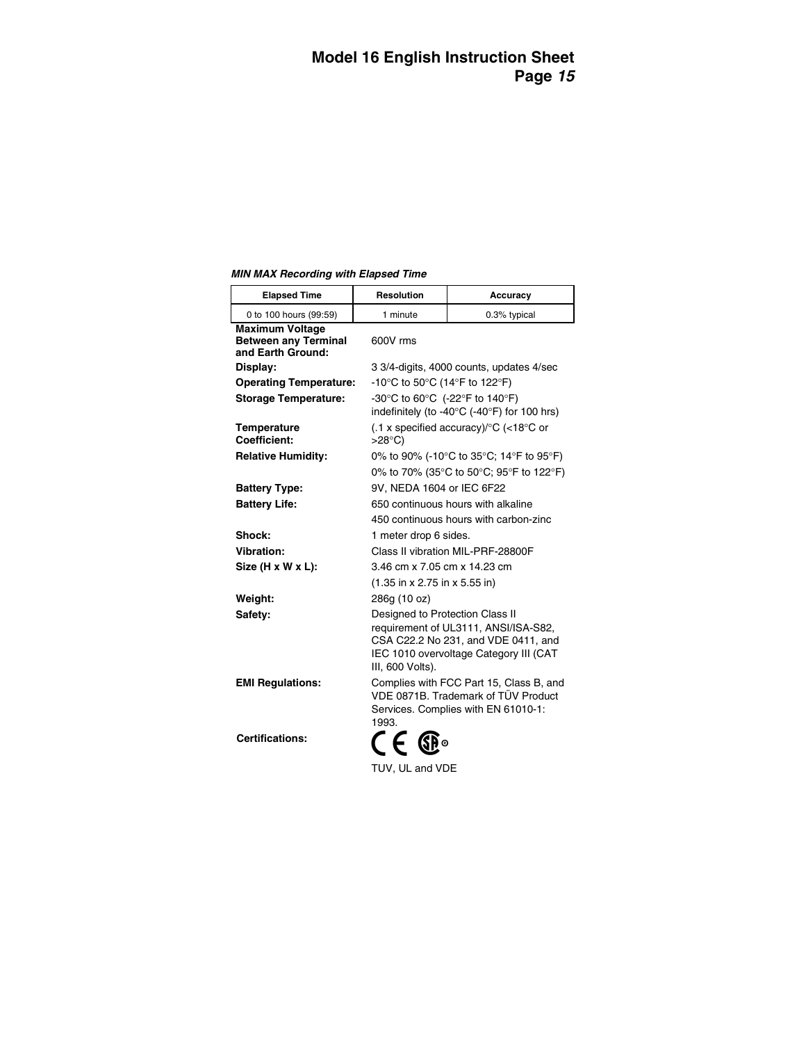***MIN MAX Recording with Elapsed Time***

| Elapsed Time | Resolution | Accuracy |
|---|---|---|
| 0 to 100 hours (99:59) | 1 minute | 0.3% typical |

| | |
|---|---|
| **Maximum Voltage Between any Terminal and Earth Ground:** | 600V rms |
| **Display:** | 3 3/4-digits, 4000 counts, updates 4/sec |
| **Operating Temperature:** | -10°C to 50°C (14°F to 122°F) |
| **Storage Temperature:** | -30°C to 60°C (-22°F to 140°F) indefinitely (to -40°C (-40°F) for 100 hrs) |
| **Temperature Coefficient:** | (.1 x specified accuracy)/°C (<18°C or >28°C) |
| **Relative Humidity:** | 0% to 90% (-10°C to 35°C; 14°F to 95°F) |
| | 0% to 70% (35°C to 50°C; 95°F to 122°F) |
| **Battery Type:** | 9V, NEDA 1604 or IEC 6F22 |
| **Battery Life:** | 650 continuous hours with alkaline |
| | 450 continuous hours with carbon-zinc |
| **Shock:** | 1 meter drop 6 sides. |
| **Vibration:** | Class II vibration MIL-PRF-28800F |
| **Size (H x W x L):** | 3.46 cm x 7.05 cm x 14.23 cm |
| | (1.35 in x 2.75 in x 5.55 in) |
| **Weight:** | 286g (10 oz) |
| **Safety:** | Designed to Protection Class II requirement of UL3111, ANSI/ISA-S82, CSA C22.2 No 231, and VDE 0411, and IEC 1010 overvoltage Category III (CAT III, 600 Volts). |
| **EMI Regulations:** | Complies with FCC Part 15, Class B, and VDE 0871B. Trademark of TÜV Product Services. Complies with EN 61010-1: 1993. |
| **Certifications:** | CE, CSA<br>TUV, UL and VDE |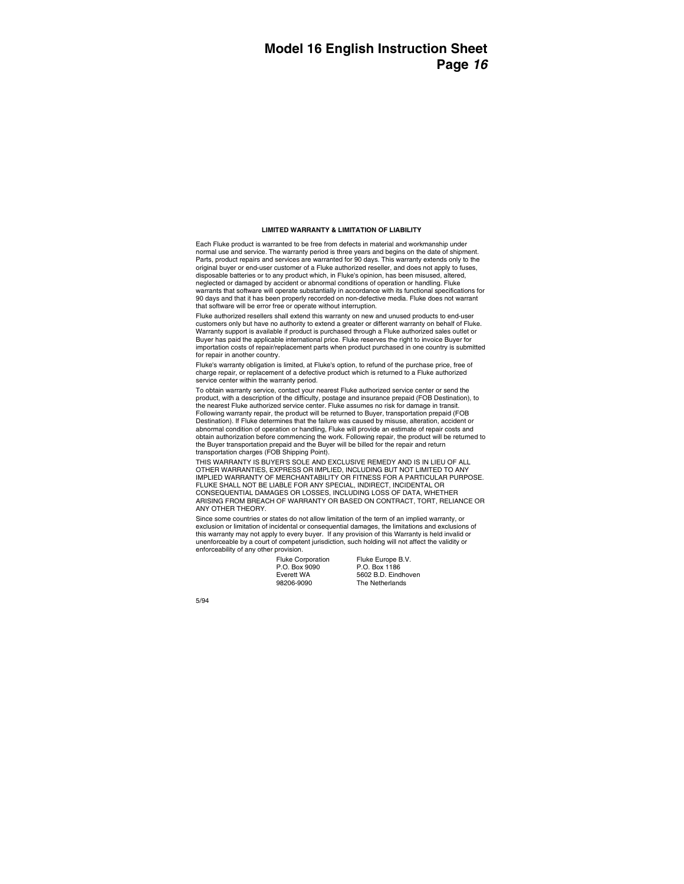## LIMITED WARRANTY & LIMITATION OF LIABILITY

Each Fluke product is warranted to be free from defects in material and workmanship under normal use and service. The warranty period is three years and begins on the date of shipment. Parts, product repairs and services are warranted for 90 days. This warranty extends only to the original buyer or end-user customer of a Fluke authorized reseller, and does not apply to fuses, disposable batteries or to any product which, in Fluke's opinion, has been misused, altered, neglected or damaged by accident or abnormal conditions of operation or handling. Fluke warrants that software will operate substantially in accordance with its functional specifications for 90 days and that it has been properly recorded on non-defective media. Fluke does not warrant that software will be error free or operate without interruption.

Fluke authorized resellers shall extend this warranty on new and unused products to end-user customers only but have no authority to extend a greater or different warranty on behalf of Fluke. Warranty support is available if product is purchased through a Fluke authorized sales outlet or Buyer has paid the applicable international price. Fluke reserves the right to invoice Buyer for importation costs of repair/replacement parts when product purchased in one country is submitted for repair in another country.

Fluke's warranty obligation is limited, at Fluke's option, to refund of the purchase price, free of charge repair, or replacement of a defective product which is returned to a Fluke authorized service center within the warranty period.

To obtain warranty service, contact your nearest Fluke authorized service center or send the product, with a description of the difficulty, postage and insurance prepaid (FOB Destination), to the nearest Fluke authorized service center. Fluke assumes no risk for damage in transit. Following warranty repair, the product will be returned to Buyer, transportation prepaid (FOB Destination). If Fluke determines that the failure was caused by misuse, alteration, accident or abnormal condition of operation or handling, Fluke will provide an estimate of repair costs and obtain authorization before commencing the work. Following repair, the product will be returned to the Buyer transportation prepaid and the Buyer will be billed for the repair and return transportation charges (FOB Shipping Point).

THIS WARRANTY IS BUYER'S SOLE AND EXCLUSIVE REMEDY AND IS IN LIEU OF ALL OTHER WARRANTIES, EXPRESS OR IMPLIED, INCLUDING BUT NOT LIMITED TO ANY IMPLIED WARRANTY OF MERCHANTABILITY OR FITNESS FOR A PARTICULAR PURPOSE. FLUKE SHALL NOT BE LIABLE FOR ANY SPECIAL, INDIRECT, INCIDENTAL OR CONSEQUENTIAL DAMAGES OR LOSSES, INCLUDING LOSS OF DATA, WHETHER ARISING FROM BREACH OF WARRANTY OR BASED ON CONTRACT, TORT, RELIANCE OR ANY OTHER THEORY.

Since some countries or states do not allow limitation of the term of an implied warranty, or exclusion or limitation of incidental or consequential damages, the limitations and exclusions of this warranty may not apply to every buyer. If any provision of this Warranty is held invalid or unenforceable by a court of competent jurisdiction, such holding will not affect the validity or enforceability of any other provision.

| | |
|---|---|
| Fluke Corporation | Fluke Europe B.V. |
| P.O. Box 9090 | P.O. Box 1186 |
| Everett WA | 5602 B.D. Eindhoven |
| 98206-9090 | The Netherlands |

5/94